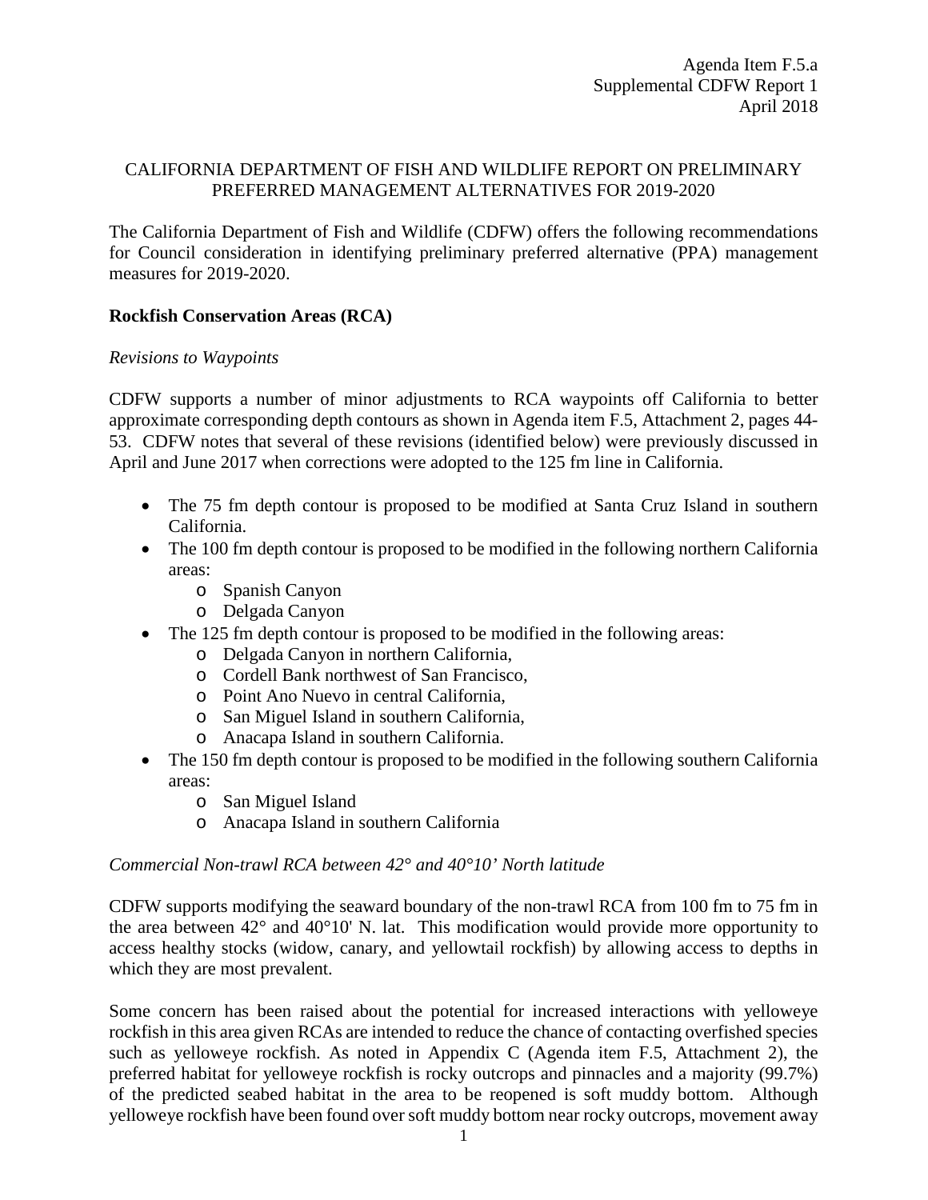Agenda Item F.5.a
Supplemental CDFW Report 1
April 2018

CALIFORNIA DEPARTMENT OF FISH AND WILDLIFE REPORT ON PRELIMINARY PREFERRED MANAGEMENT ALTERNATIVES FOR 2019-2020

The California Department of Fish and Wildlife (CDFW) offers the following recommendations for Council consideration in identifying preliminary preferred alternative (PPA) management measures for 2019-2020.

**Rockfish Conservation Areas (RCA)**

*Revisions to Waypoints*

CDFW supports a number of minor adjustments to RCA waypoints off California to better approximate corresponding depth contours as shown in Agenda item F.5, Attachment 2, pages 44-53. CDFW notes that several of these revisions (identified below) were previously discussed in April and June 2017 when corrections were adopted to the 125 fm line in California.

- The 75 fm depth contour is proposed to be modified at Santa Cruz Island in southern California.
- The 100 fm depth contour is proposed to be modified in the following northern California areas:
    - Spanish Canyon
    - Delgada Canyon
- The 125 fm depth contour is proposed to be modified in the following areas:
    - Delgada Canyon in northern California,
    - Cordell Bank northwest of San Francisco,
    - Point Ano Nuevo in central California,
    - San Miguel Island in southern California,
    - Anacapa Island in southern California.
- The 150 fm depth contour is proposed to be modified in the following southern California areas:
    - San Miguel Island
    - Anacapa Island in southern California

*Commercial Non-trawl RCA between 42° and 40°10' North latitude*

CDFW supports modifying the seaward boundary of the non-trawl RCA from 100 fm to 75 fm in the area between 42° and 40°10' N. lat. This modification would provide more opportunity to access healthy stocks (widow, canary, and yellowtail rockfish) by allowing access to depths in which they are most prevalent.

Some concern has been raised about the potential for increased interactions with yelloweye rockfish in this area given RCAs are intended to reduce the chance of contacting overfished species such as yelloweye rockfish. As noted in Appendix C (Agenda item F.5, Attachment 2), the preferred habitat for yelloweye rockfish is rocky outcrops and pinnacles and a majority (99.7%) of the predicted seabed habitat in the area to be reopened is soft muddy bottom. Although yelloweye rockfish have been found over soft muddy bottom near rocky outcrops, movement away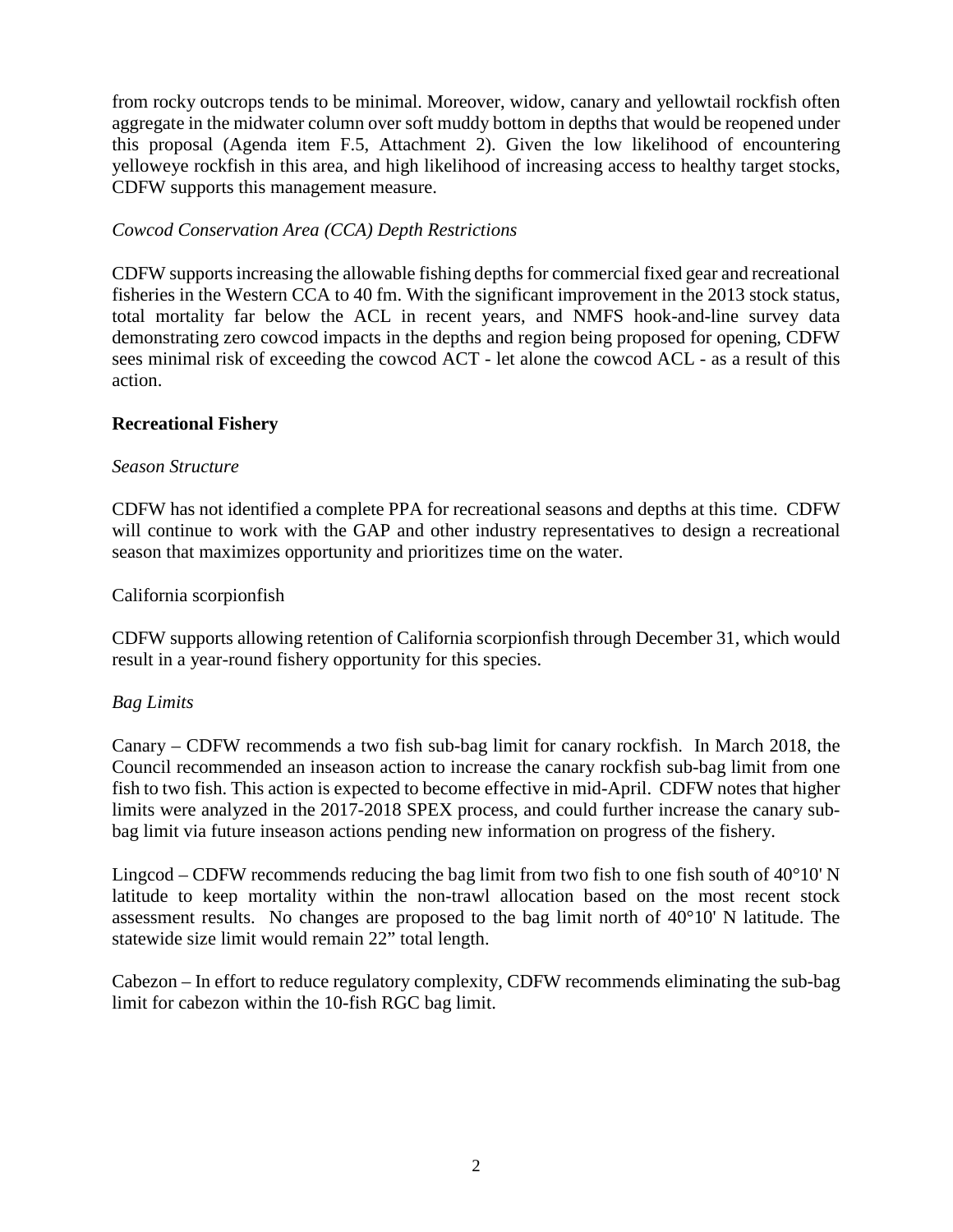from rocky outcrops tends to be minimal. Moreover, widow, canary and yellowtail rockfish often aggregate in the midwater column over soft muddy bottom in depths that would be reopened under this proposal (Agenda item F.5, Attachment 2). Given the low likelihood of encountering yelloweye rockfish in this area, and high likelihood of increasing access to healthy target stocks, CDFW supports this management measure.

*Cowcod Conservation Area (CCA) Depth Restrictions*

CDFW supports increasing the allowable fishing depths for commercial fixed gear and recreational fisheries in the Western CCA to 40 fm. With the significant improvement in the 2013 stock status, total mortality far below the ACL in recent years, and NMFS hook-and-line survey data demonstrating zero cowcod impacts in the depths and region being proposed for opening, CDFW sees minimal risk of exceeding the cowcod ACT - let alone the cowcod ACL - as a result of this action.

**Recreational Fishery**

*Season Structure*

CDFW has not identified a complete PPA for recreational seasons and depths at this time. CDFW will continue to work with the GAP and other industry representatives to design a recreational season that maximizes opportunity and prioritizes time on the water.

California scorpionfish

CDFW supports allowing retention of California scorpionfish through December 31, which would result in a year-round fishery opportunity for this species.

*Bag Limits*

Canary – CDFW recommends a two fish sub-bag limit for canary rockfish. In March 2018, the Council recommended an inseason action to increase the canary rockfish sub-bag limit from one fish to two fish. This action is expected to become effective in mid-April. CDFW notes that higher limits were analyzed in the 2017-2018 SPEX process, and could further increase the canary sub-bag limit via future inseason actions pending new information on progress of the fishery.

Lingcod – CDFW recommends reducing the bag limit from two fish to one fish south of 40°10' N latitude to keep mortality within the non-trawl allocation based on the most recent stock assessment results. No changes are proposed to the bag limit north of 40°10' N latitude. The statewide size limit would remain 22" total length.

Cabezon – In effort to reduce regulatory complexity, CDFW recommends eliminating the sub-bag limit for cabezon within the 10-fish RGC bag limit.